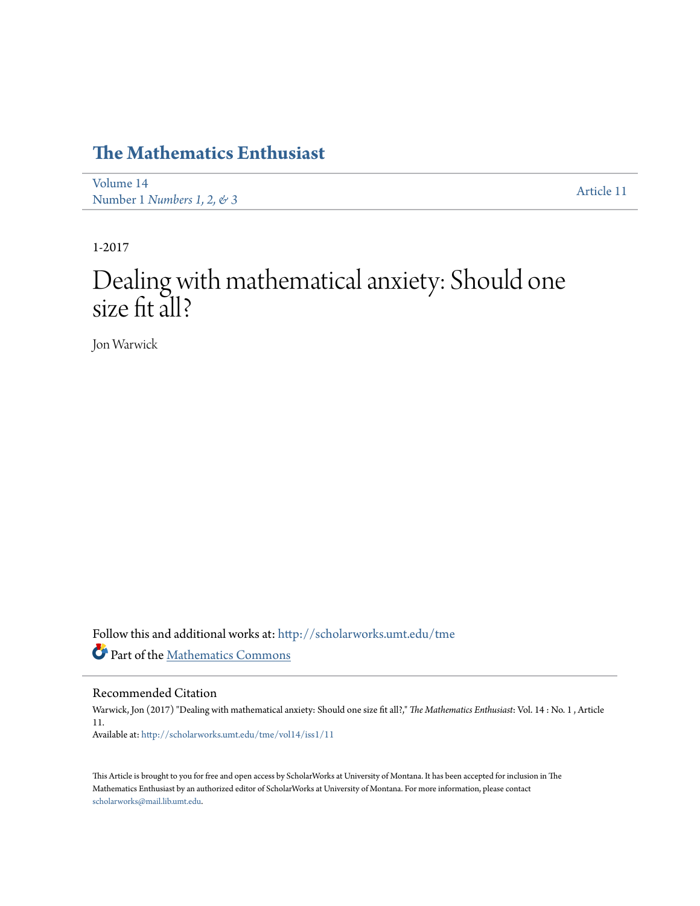# The Mathematics Enthusiast

Volume 14
Number 1 *Numbers 1, 2, & 3*

Article 11

1-2017

# Dealing with mathematical anxiety: Should one size fit all?

Jon Warwick

Follow this and additional works at: http://scholarworks.umt.edu/tme

Part of the Mathematics Commons

## Recommended Citation

Warwick, Jon (2017) "Dealing with mathematical anxiety: Should one size fit all?," *The Mathematics Enthusiast*: Vol. 14 : No. 1 , Article 11.
Available at: http://scholarworks.umt.edu/tme/vol14/iss1/11

This Article is brought to you for free and open access by ScholarWorks at University of Montana. It has been accepted for inclusion in The Mathematics Enthusiast by an authorized editor of ScholarWorks at University of Montana. For more information, please contact scholarworks@mail.lib.umt.edu.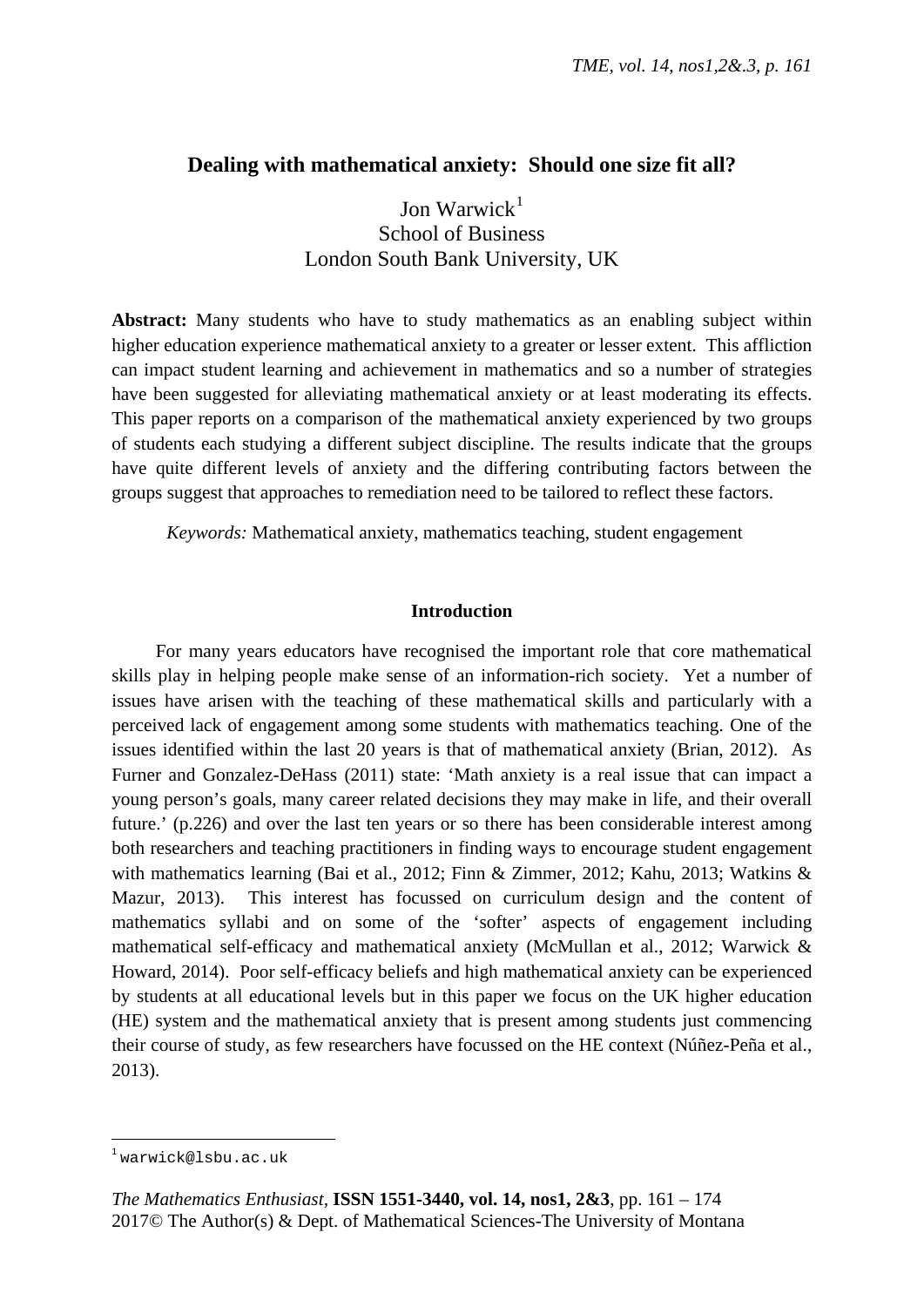# Dealing with mathematical anxiety: Should one size fit all?

Jon Warwick[1]
School of Business
London South Bank University, UK

**Abstract:** Many students who have to study mathematics as an enabling subject within higher education experience mathematical anxiety to a greater or lesser extent. This affliction can impact student learning and achievement in mathematics and so a number of strategies have been suggested for alleviating mathematical anxiety or at least moderating its effects. This paper reports on a comparison of the mathematical anxiety experienced by two groups of students each studying a different subject discipline. The results indicate that the groups have quite different levels of anxiety and the differing contributing factors between the groups suggest that approaches to remediation need to be tailored to reflect these factors.

*Keywords:* Mathematical anxiety, mathematics teaching, student engagement

## Introduction

For many years educators have recognised the important role that core mathematical skills play in helping people make sense of an information-rich society. Yet a number of issues have arisen with the teaching of these mathematical skills and particularly with a perceived lack of engagement among some students with mathematics teaching. One of the issues identified within the last 20 years is that of mathematical anxiety (Brian, 2012). As Furner and Gonzalez-DeHass (2011) state: 'Math anxiety is a real issue that can impact a young person's goals, many career related decisions they may make in life, and their overall future.' (p.226) and over the last ten years or so there has been considerable interest among both researchers and teaching practitioners in finding ways to encourage student engagement with mathematics learning (Bai et al., 2012; Finn & Zimmer, 2012; Kahu, 2013; Watkins & Mazur, 2013). This interest has focussed on curriculum design and the content of mathematics syllabi and on some of the 'softer' aspects of engagement including mathematical self-efficacy and mathematical anxiety (McMullan et al., 2012; Warwick & Howard, 2014). Poor self-efficacy beliefs and high mathematical anxiety can be experienced by students at all educational levels but in this paper we focus on the UK higher education (HE) system and the mathematical anxiety that is present among students just commencing their course of study, as few researchers have focussed on the HE context (Núñez-Peña et al., 2013).

[1] warwick@lsbu.ac.uk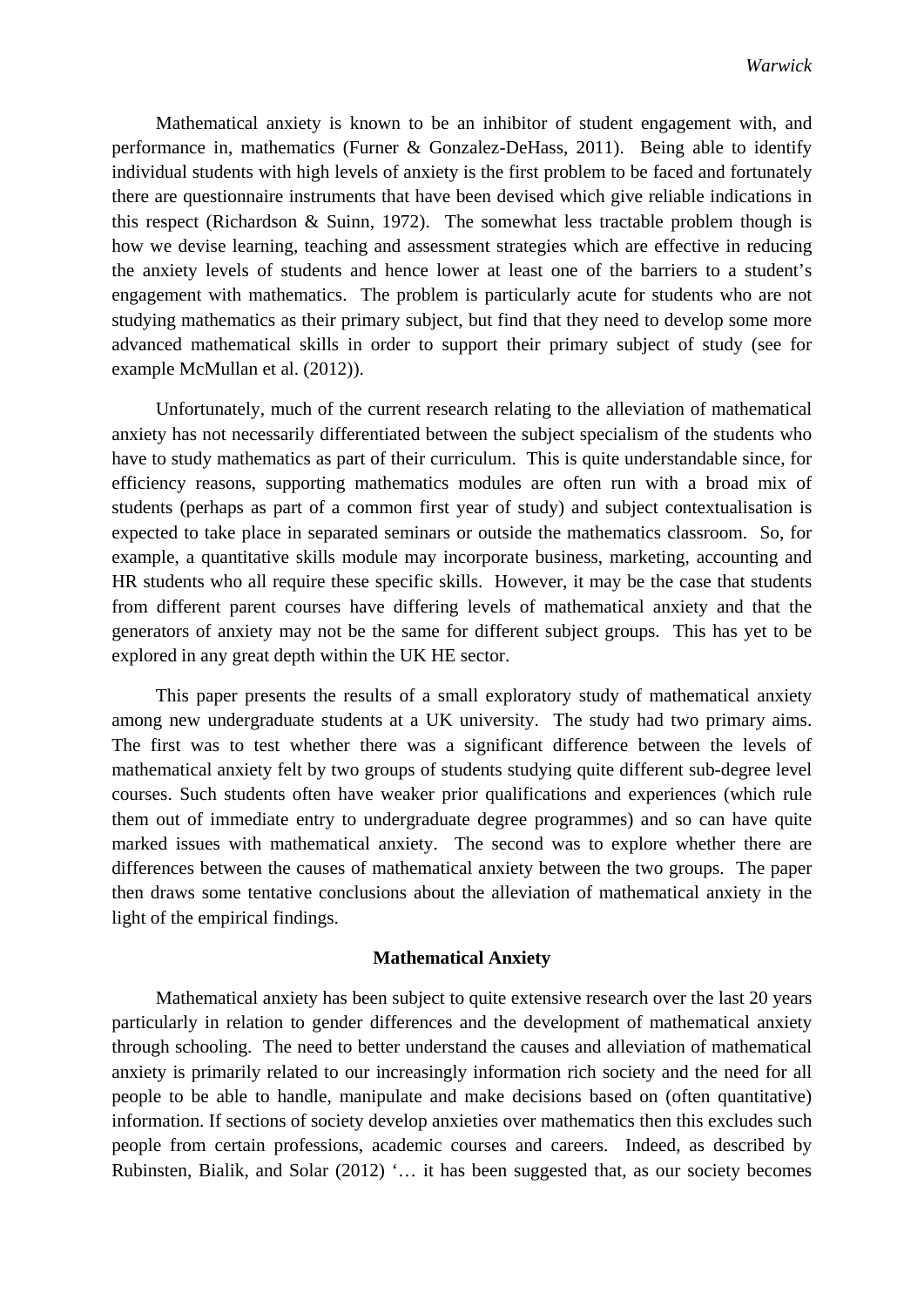Mathematical anxiety is known to be an inhibitor of student engagement with, and performance in, mathematics (Furner & Gonzalez-DeHass, 2011). Being able to identify individual students with high levels of anxiety is the first problem to be faced and fortunately there are questionnaire instruments that have been devised which give reliable indications in this respect (Richardson & Suinn, 1972). The somewhat less tractable problem though is how we devise learning, teaching and assessment strategies which are effective in reducing the anxiety levels of students and hence lower at least one of the barriers to a student's engagement with mathematics. The problem is particularly acute for students who are not studying mathematics as their primary subject, but find that they need to develop some more advanced mathematical skills in order to support their primary subject of study (see for example McMullan et al. (2012)).

Unfortunately, much of the current research relating to the alleviation of mathematical anxiety has not necessarily differentiated between the subject specialism of the students who have to study mathematics as part of their curriculum. This is quite understandable since, for efficiency reasons, supporting mathematics modules are often run with a broad mix of students (perhaps as part of a common first year of study) and subject contextualisation is expected to take place in separated seminars or outside the mathematics classroom. So, for example, a quantitative skills module may incorporate business, marketing, accounting and HR students who all require these specific skills. However, it may be the case that students from different parent courses have differing levels of mathematical anxiety and that the generators of anxiety may not be the same for different subject groups. This has yet to be explored in any great depth within the UK HE sector.

This paper presents the results of a small exploratory study of mathematical anxiety among new undergraduate students at a UK university. The study had two primary aims. The first was to test whether there was a significant difference between the levels of mathematical anxiety felt by two groups of students studying quite different sub-degree level courses. Such students often have weaker prior qualifications and experiences (which rule them out of immediate entry to undergraduate degree programmes) and so can have quite marked issues with mathematical anxiety. The second was to explore whether there are differences between the causes of mathematical anxiety between the two groups. The paper then draws some tentative conclusions about the alleviation of mathematical anxiety in the light of the empirical findings.

## Mathematical Anxiety

Mathematical anxiety has been subject to quite extensive research over the last 20 years particularly in relation to gender differences and the development of mathematical anxiety through schooling. The need to better understand the causes and alleviation of mathematical anxiety is primarily related to our increasingly information rich society and the need for all people to be able to handle, manipulate and make decisions based on (often quantitative) information. If sections of society develop anxieties over mathematics then this excludes such people from certain professions, academic courses and careers. Indeed, as described by Rubinsten, Bialik, and Solar (2012) '… it has been suggested that, as our society becomes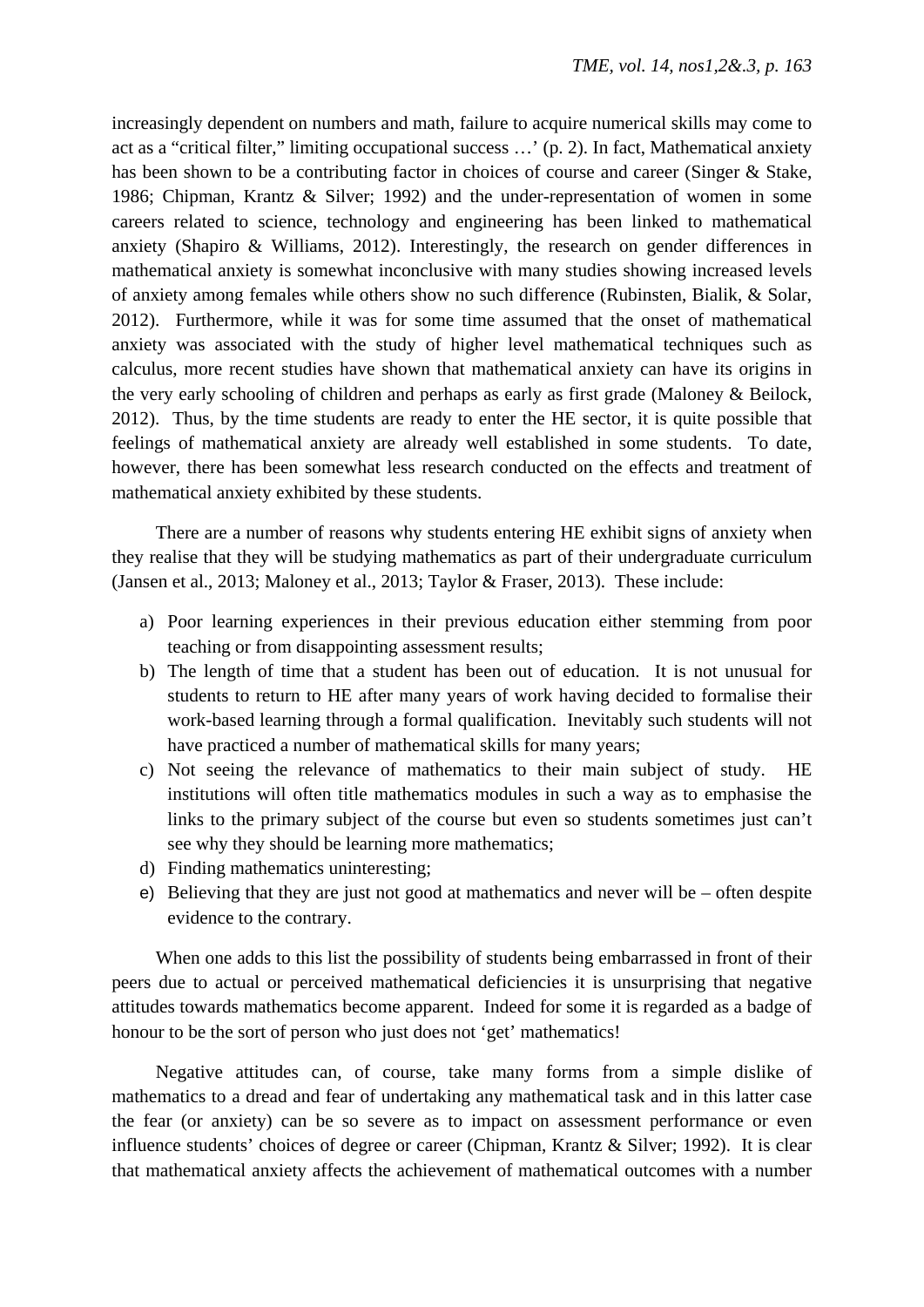increasingly dependent on numbers and math, failure to acquire numerical skills may come to act as a "critical filter," limiting occupational success …' (p. 2). In fact, Mathematical anxiety has been shown to be a contributing factor in choices of course and career (Singer & Stake, 1986; Chipman, Krantz & Silver; 1992) and the under-representation of women in some careers related to science, technology and engineering has been linked to mathematical anxiety (Shapiro & Williams, 2012). Interestingly, the research on gender differences in mathematical anxiety is somewhat inconclusive with many studies showing increased levels of anxiety among females while others show no such difference (Rubinsten, Bialik, & Solar, 2012). Furthermore, while it was for some time assumed that the onset of mathematical anxiety was associated with the study of higher level mathematical techniques such as calculus, more recent studies have shown that mathematical anxiety can have its origins in the very early schooling of children and perhaps as early as first grade (Maloney & Beilock, 2012). Thus, by the time students are ready to enter the HE sector, it is quite possible that feelings of mathematical anxiety are already well established in some students. To date, however, there has been somewhat less research conducted on the effects and treatment of mathematical anxiety exhibited by these students.

There are a number of reasons why students entering HE exhibit signs of anxiety when they realise that they will be studying mathematics as part of their undergraduate curriculum (Jansen et al., 2013; Maloney et al., 2013; Taylor & Fraser, 2013). These include:

a) Poor learning experiences in their previous education either stemming from poor teaching or from disappointing assessment results;
b) The length of time that a student has been out of education. It is not unusual for students to return to HE after many years of work having decided to formalise their work-based learning through a formal qualification. Inevitably such students will not have practiced a number of mathematical skills for many years;
c) Not seeing the relevance of mathematics to their main subject of study. HE institutions will often title mathematics modules in such a way as to emphasise the links to the primary subject of the course but even so students sometimes just can't see why they should be learning more mathematics;
d) Finding mathematics uninteresting;
e) Believing that they are just not good at mathematics and never will be – often despite evidence to the contrary.

When one adds to this list the possibility of students being embarrassed in front of their peers due to actual or perceived mathematical deficiencies it is unsurprising that negative attitudes towards mathematics become apparent. Indeed for some it is regarded as a badge of honour to be the sort of person who just does not 'get' mathematics!

Negative attitudes can, of course, take many forms from a simple dislike of mathematics to a dread and fear of undertaking any mathematical task and in this latter case the fear (or anxiety) can be so severe as to impact on assessment performance or even influence students' choices of degree or career (Chipman, Krantz & Silver; 1992). It is clear that mathematical anxiety affects the achievement of mathematical outcomes with a number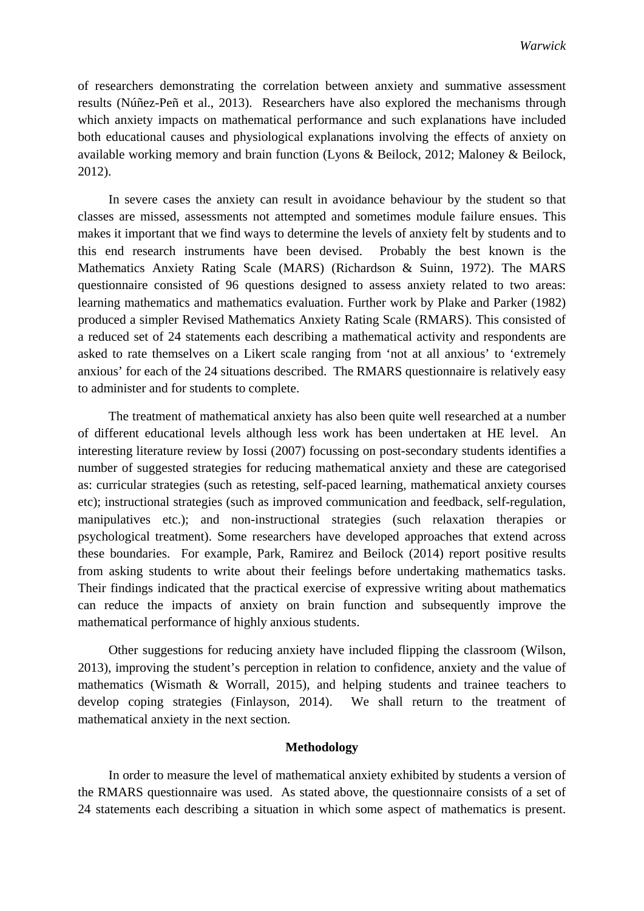of researchers demonstrating the correlation between anxiety and summative assessment results (Núñez-Peñ et al., 2013). Researchers have also explored the mechanisms through which anxiety impacts on mathematical performance and such explanations have included both educational causes and physiological explanations involving the effects of anxiety on available working memory and brain function (Lyons & Beilock, 2012; Maloney & Beilock, 2012).

In severe cases the anxiety can result in avoidance behaviour by the student so that classes are missed, assessments not attempted and sometimes module failure ensues. This makes it important that we find ways to determine the levels of anxiety felt by students and to this end research instruments have been devised. Probably the best known is the Mathematics Anxiety Rating Scale (MARS) (Richardson & Suinn, 1972). The MARS questionnaire consisted of 96 questions designed to assess anxiety related to two areas: learning mathematics and mathematics evaluation. Further work by Plake and Parker (1982) produced a simpler Revised Mathematics Anxiety Rating Scale (RMARS). This consisted of a reduced set of 24 statements each describing a mathematical activity and respondents are asked to rate themselves on a Likert scale ranging from 'not at all anxious' to 'extremely anxious' for each of the 24 situations described. The RMARS questionnaire is relatively easy to administer and for students to complete.

The treatment of mathematical anxiety has also been quite well researched at a number of different educational levels although less work has been undertaken at HE level. An interesting literature review by Iossi (2007) focussing on post-secondary students identifies a number of suggested strategies for reducing mathematical anxiety and these are categorised as: curricular strategies (such as retesting, self-paced learning, mathematical anxiety courses etc); instructional strategies (such as improved communication and feedback, self-regulation, manipulatives etc.); and non-instructional strategies (such relaxation therapies or psychological treatment). Some researchers have developed approaches that extend across these boundaries. For example, Park, Ramirez and Beilock (2014) report positive results from asking students to write about their feelings before undertaking mathematics tasks. Their findings indicated that the practical exercise of expressive writing about mathematics can reduce the impacts of anxiety on brain function and subsequently improve the mathematical performance of highly anxious students.

Other suggestions for reducing anxiety have included flipping the classroom (Wilson, 2013), improving the student's perception in relation to confidence, anxiety and the value of mathematics (Wismath & Worrall, 2015), and helping students and trainee teachers to develop coping strategies (Finlayson, 2014). We shall return to the treatment of mathematical anxiety in the next section.

## Methodology

In order to measure the level of mathematical anxiety exhibited by students a version of the RMARS questionnaire was used. As stated above, the questionnaire consists of a set of 24 statements each describing a situation in which some aspect of mathematics is present.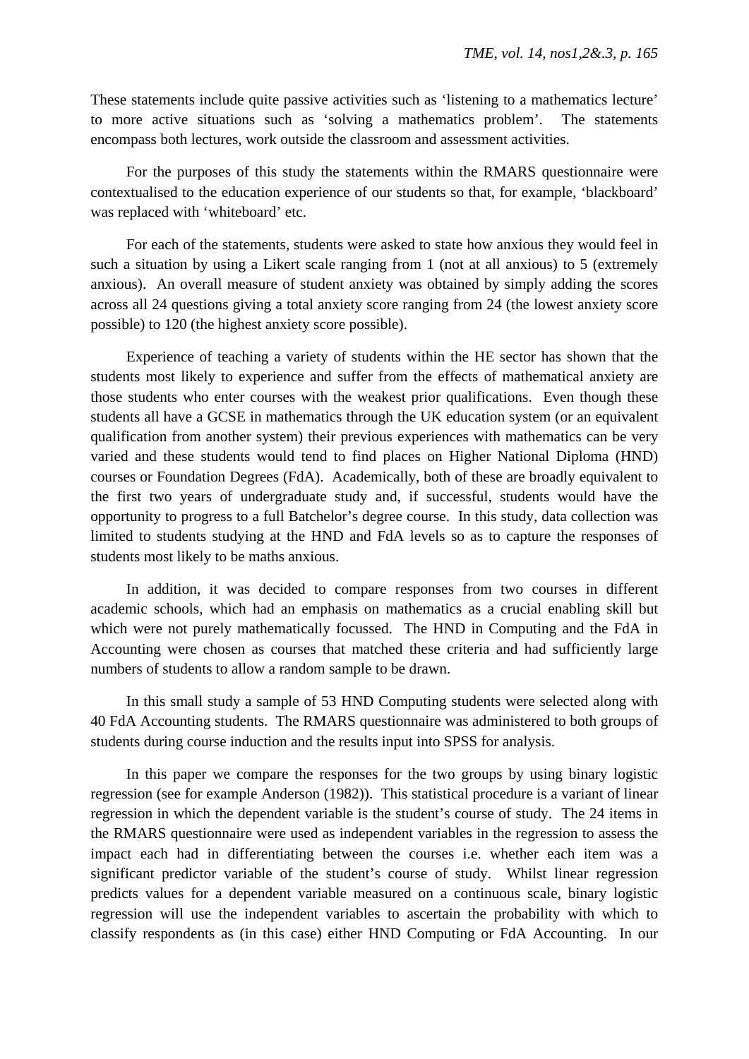These statements include quite passive activities such as 'listening to a mathematics lecture' to more active situations such as 'solving a mathematics problem'. The statements encompass both lectures, work outside the classroom and assessment activities.

For the purposes of this study the statements within the RMARS questionnaire were contextualised to the education experience of our students so that, for example, 'blackboard' was replaced with 'whiteboard' etc.

For each of the statements, students were asked to state how anxious they would feel in such a situation by using a Likert scale ranging from 1 (not at all anxious) to 5 (extremely anxious). An overall measure of student anxiety was obtained by simply adding the scores across all 24 questions giving a total anxiety score ranging from 24 (the lowest anxiety score possible) to 120 (the highest anxiety score possible).

Experience of teaching a variety of students within the HE sector has shown that the students most likely to experience and suffer from the effects of mathematical anxiety are those students who enter courses with the weakest prior qualifications. Even though these students all have a GCSE in mathematics through the UK education system (or an equivalent qualification from another system) their previous experiences with mathematics can be very varied and these students would tend to find places on Higher National Diploma (HND) courses or Foundation Degrees (FdA). Academically, both of these are broadly equivalent to the first two years of undergraduate study and, if successful, students would have the opportunity to progress to a full Batchelor's degree course. In this study, data collection was limited to students studying at the HND and FdA levels so as to capture the responses of students most likely to be maths anxious.

In addition, it was decided to compare responses from two courses in different academic schools, which had an emphasis on mathematics as a crucial enabling skill but which were not purely mathematically focussed. The HND in Computing and the FdA in Accounting were chosen as courses that matched these criteria and had sufficiently large numbers of students to allow a random sample to be drawn.

In this small study a sample of 53 HND Computing students were selected along with 40 FdA Accounting students. The RMARS questionnaire was administered to both groups of students during course induction and the results input into SPSS for analysis.

In this paper we compare the responses for the two groups by using binary logistic regression (see for example Anderson (1982)). This statistical procedure is a variant of linear regression in which the dependent variable is the student's course of study. The 24 items in the RMARS questionnaire were used as independent variables in the regression to assess the impact each had in differentiating between the courses i.e. whether each item was a significant predictor variable of the student's course of study. Whilst linear regression predicts values for a dependent variable measured on a continuous scale, binary logistic regression will use the independent variables to ascertain the probability with which to classify respondents as (in this case) either HND Computing or FdA Accounting. In our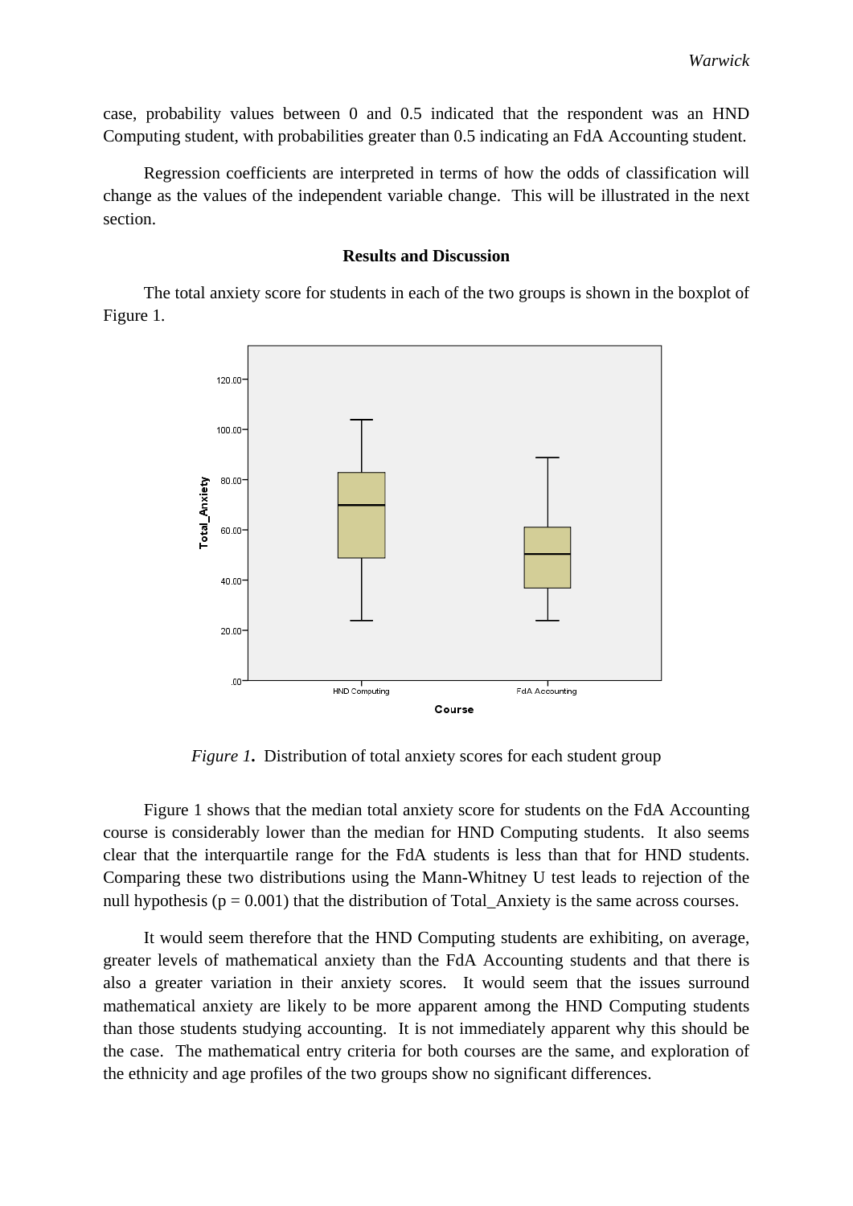case, probability values between 0 and 0.5 indicated that the respondent was an HND Computing student, with probabilities greater than 0.5 indicating an FdA Accounting student.

Regression coefficients are interpreted in terms of how the odds of classification will change as the values of the independent variable change. This will be illustrated in the next section.

## Results and Discussion

The total anxiety score for students in each of the two groups is shown in the boxplot of Figure 1.

*Figure 1***.** Distribution of total anxiety scores for each student group

Figure 1 shows that the median total anxiety score for students on the FdA Accounting course is considerably lower than the median for HND Computing students. It also seems clear that the interquartile range for the FdA students is less than that for HND students. Comparing these two distributions using the Mann-Whitney U test leads to rejection of the null hypothesis ($p = 0.001$) that the distribution of Total_Anxiety is the same across courses.

It would seem therefore that the HND Computing students are exhibiting, on average, greater levels of mathematical anxiety than the FdA Accounting students and that there is also a greater variation in their anxiety scores. It would seem that the issues surround mathematical anxiety are likely to be more apparent among the HND Computing students than those students studying accounting. It is not immediately apparent why this should be the case. The mathematical entry criteria for both courses are the same, and exploration of the ethnicity and age profiles of the two groups show no significant differences.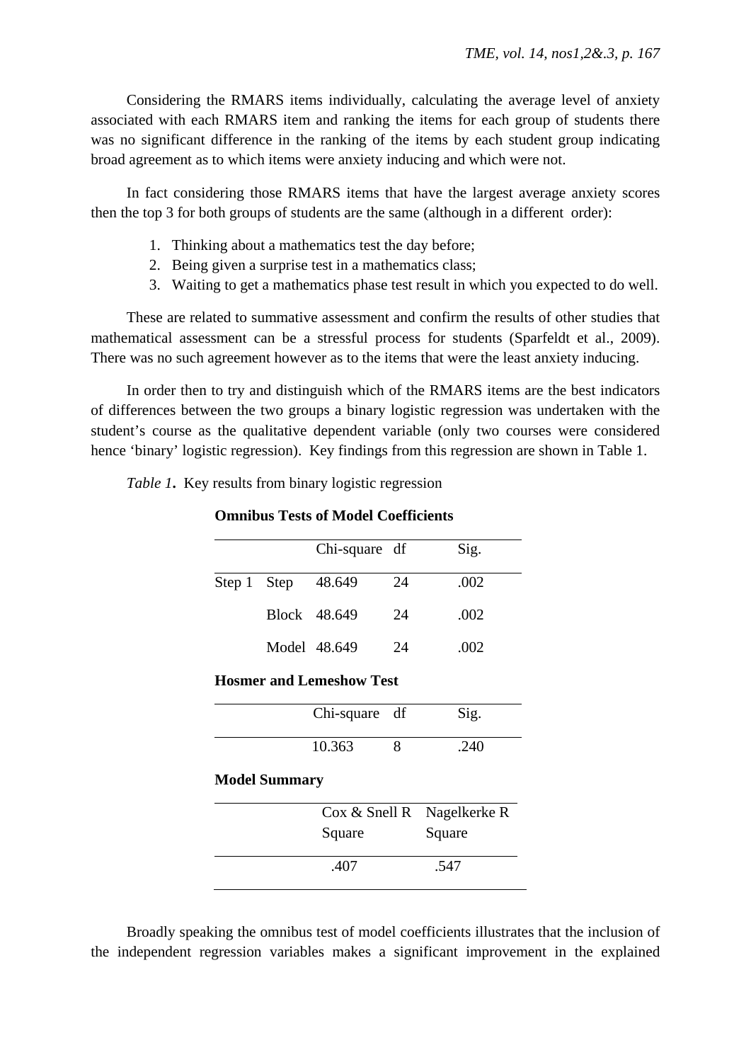Considering the RMARS items individually, calculating the average level of anxiety associated with each RMARS item and ranking the items for each group of students there was no significant difference in the ranking of the items by each student group indicating broad agreement as to which items were anxiety inducing and which were not.

In fact considering those RMARS items that have the largest average anxiety scores then the top 3 for both groups of students are the same (although in a different order):

1. Thinking about a mathematics test the day before;
2. Being given a surprise test in a mathematics class;
3. Waiting to get a mathematics phase test result in which you expected to do well.

These are related to summative assessment and confirm the results of other studies that mathematical assessment can be a stressful process for students (Sparfeldt et al., 2009). There was no such agreement however as to the items that were the least anxiety inducing.

In order then to try and distinguish which of the RMARS items are the best indicators of differences between the two groups a binary logistic regression was undertaken with the student's course as the qualitative dependent variable (only two courses were considered hence 'binary' logistic regression). Key findings from this regression are shown in Table 1.

*Table 1***.** Key results from binary logistic regression

**Omnibus Tests of Model Coefficients**

| | | Chi-square | df | Sig. |
|---|---|---|---|---|
| Step 1 | Step | 48.649 | 24 | .002 |
| | Block | 48.649 | 24 | .002 |
| | Model | 48.649 | 24 | .002 |

**Hosmer and Lemeshow Test**

| Chi-square | df | Sig. |
|---|---|---|
| 10.363 | 8 | .240 |

**Model Summary**

| Cox & Snell R Square | Nagelkerke R Square |
|---|---|
| .407 | .547 |

Broadly speaking the omnibus test of model coefficients illustrates that the inclusion of the independent regression variables makes a significant improvement in the explained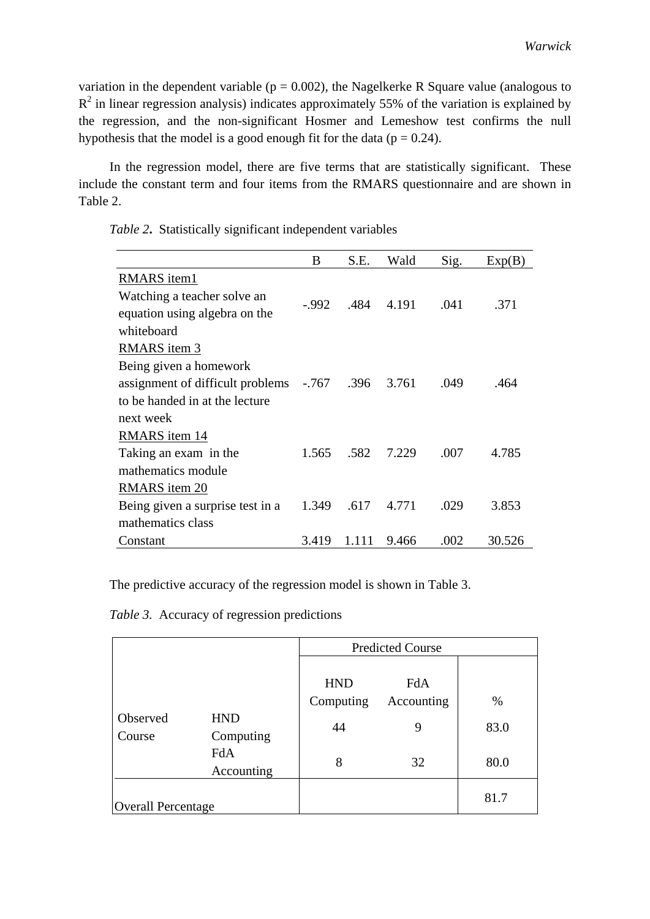variation in the dependent variable (p = 0.002), the Nagelkerke R Square value (analogous to $R^2$ in linear regression analysis) indicates approximately 55% of the variation is explained by the regression, and the non-significant Hosmer and Lemeshow test confirms the null hypothesis that the model is a good enough fit for the data (p = 0.24).

In the regression model, there are five terms that are statistically significant. These include the constant term and four items from the RMARS questionnaire and are shown in Table 2.

*Table 2***.** Statistically significant independent variables

| | B | S.E. | Wald | Sig. | Exp(B) |
|---|---|---|---|---|---|
| RMARS item1<br>Watching a teacher solve an equation using algebra on the whiteboard | -.992 | .484 | 4.191 | .041 | .371 |
| RMARS item 3<br>Being given a homework assignment of difficult problems to be handed in at the lecture next week | -.767 | .396 | 3.761 | .049 | .464 |
| RMARS item 14<br>Taking an exam in the mathematics module | 1.565 | .582 | 7.229 | .007 | 4.785 |
| RMARS item 20<br>Being given a surprise test in a mathematics class | 1.349 | .617 | 4.771 | .029 | 3.853 |
| Constant | 3.419 | 1.111 | 9.466 | .002 | 30.526 |

The predictive accuracy of the regression model is shown in Table 3.

*Table 3.* Accuracy of regression predictions

| | | Predicted Course | | |
|---|---|---|---|---|
| | | HND Computing | FdA Accounting | % |
| Observed Course | HND Computing | 44 | 9 | 83.0 |
| | FdA Accounting | 8 | 32 | 80.0 |
| Overall Percentage | | | | 81.7 |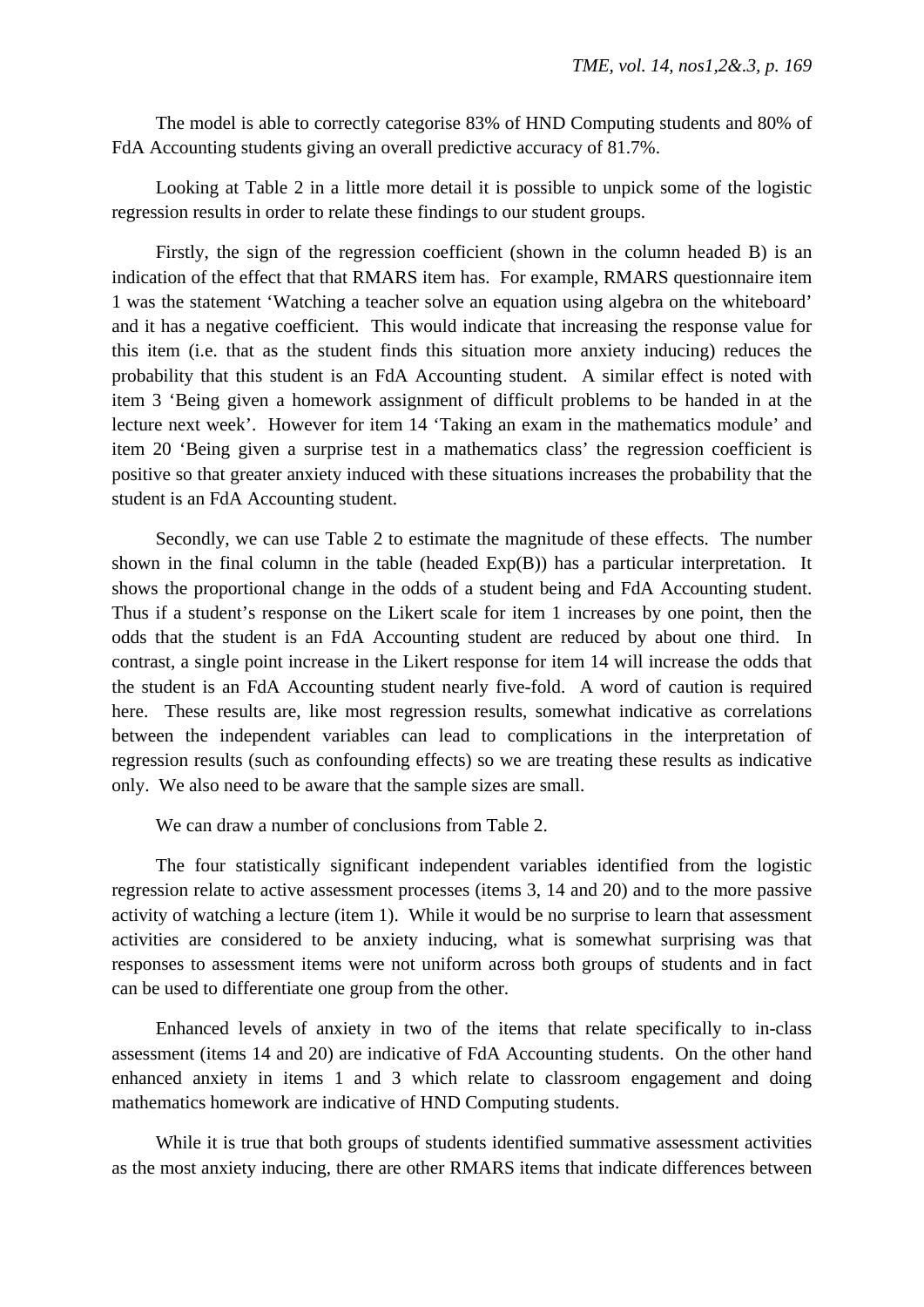The model is able to correctly categorise 83% of HND Computing students and 80% of FdA Accounting students giving an overall predictive accuracy of 81.7%.

Looking at Table 2 in a little more detail it is possible to unpick some of the logistic regression results in order to relate these findings to our student groups.

Firstly, the sign of the regression coefficient (shown in the column headed B) is an indication of the effect that that RMARS item has. For example, RMARS questionnaire item 1 was the statement 'Watching a teacher solve an equation using algebra on the whiteboard' and it has a negative coefficient. This would indicate that increasing the response value for this item (i.e. that as the student finds this situation more anxiety inducing) reduces the probability that this student is an FdA Accounting student. A similar effect is noted with item 3 'Being given a homework assignment of difficult problems to be handed in at the lecture next week'. However for item 14 'Taking an exam in the mathematics module' and item 20 'Being given a surprise test in a mathematics class' the regression coefficient is positive so that greater anxiety induced with these situations increases the probability that the student is an FdA Accounting student.

Secondly, we can use Table 2 to estimate the magnitude of these effects. The number shown in the final column in the table (headed Exp(B)) has a particular interpretation. It shows the proportional change in the odds of a student being and FdA Accounting student. Thus if a student's response on the Likert scale for item 1 increases by one point, then the odds that the student is an FdA Accounting student are reduced by about one third. In contrast, a single point increase in the Likert response for item 14 will increase the odds that the student is an FdA Accounting student nearly five-fold. A word of caution is required here. These results are, like most regression results, somewhat indicative as correlations between the independent variables can lead to complications in the interpretation of regression results (such as confounding effects) so we are treating these results as indicative only. We also need to be aware that the sample sizes are small.

We can draw a number of conclusions from Table 2.

The four statistically significant independent variables identified from the logistic regression relate to active assessment processes (items 3, 14 and 20) and to the more passive activity of watching a lecture (item 1). While it would be no surprise to learn that assessment activities are considered to be anxiety inducing, what is somewhat surprising was that responses to assessment items were not uniform across both groups of students and in fact can be used to differentiate one group from the other.

Enhanced levels of anxiety in two of the items that relate specifically to in-class assessment (items 14 and 20) are indicative of FdA Accounting students. On the other hand enhanced anxiety in items 1 and 3 which relate to classroom engagement and doing mathematics homework are indicative of HND Computing students.

While it is true that both groups of students identified summative assessment activities as the most anxiety inducing, there are other RMARS items that indicate differences between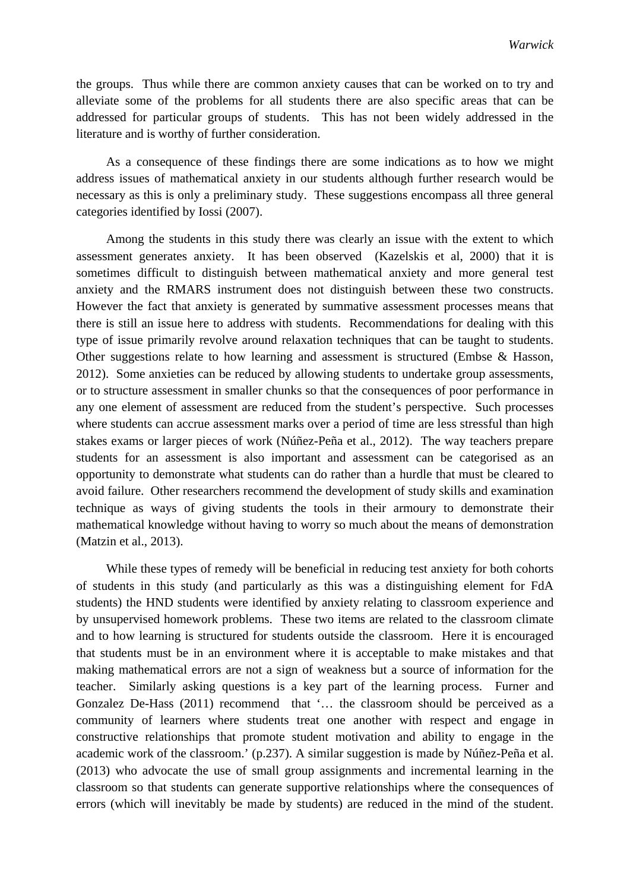the groups. Thus while there are common anxiety causes that can be worked on to try and alleviate some of the problems for all students there are also specific areas that can be addressed for particular groups of students. This has not been widely addressed in the literature and is worthy of further consideration.

As a consequence of these findings there are some indications as to how we might address issues of mathematical anxiety in our students although further research would be necessary as this is only a preliminary study. These suggestions encompass all three general categories identified by Iossi (2007).

Among the students in this study there was clearly an issue with the extent to which assessment generates anxiety. It has been observed (Kazelskis et al, 2000) that it is sometimes difficult to distinguish between mathematical anxiety and more general test anxiety and the RMARS instrument does not distinguish between these two constructs. However the fact that anxiety is generated by summative assessment processes means that there is still an issue here to address with students. Recommendations for dealing with this type of issue primarily revolve around relaxation techniques that can be taught to students. Other suggestions relate to how learning and assessment is structured (Embse & Hasson, 2012). Some anxieties can be reduced by allowing students to undertake group assessments, or to structure assessment in smaller chunks so that the consequences of poor performance in any one element of assessment are reduced from the student's perspective. Such processes where students can accrue assessment marks over a period of time are less stressful than high stakes exams or larger pieces of work (Núñez-Peña et al., 2012). The way teachers prepare students for an assessment is also important and assessment can be categorised as an opportunity to demonstrate what students can do rather than a hurdle that must be cleared to avoid failure. Other researchers recommend the development of study skills and examination technique as ways of giving students the tools in their armoury to demonstrate their mathematical knowledge without having to worry so much about the means of demonstration (Matzin et al., 2013).

While these types of remedy will be beneficial in reducing test anxiety for both cohorts of students in this study (and particularly as this was a distinguishing element for FdA students) the HND students were identified by anxiety relating to classroom experience and by unsupervised homework problems. These two items are related to the classroom climate and to how learning is structured for students outside the classroom. Here it is encouraged that students must be in an environment where it is acceptable to make mistakes and that making mathematical errors are not a sign of weakness but a source of information for the teacher. Similarly asking questions is a key part of the learning process. Furner and Gonzalez De-Hass (2011) recommend that '… the classroom should be perceived as a community of learners where students treat one another with respect and engage in constructive relationships that promote student motivation and ability to engage in the academic work of the classroom.' (p.237). A similar suggestion is made by Núñez-Peña et al. (2013) who advocate the use of small group assignments and incremental learning in the classroom so that students can generate supportive relationships where the consequences of errors (which will inevitably be made by students) are reduced in the mind of the student.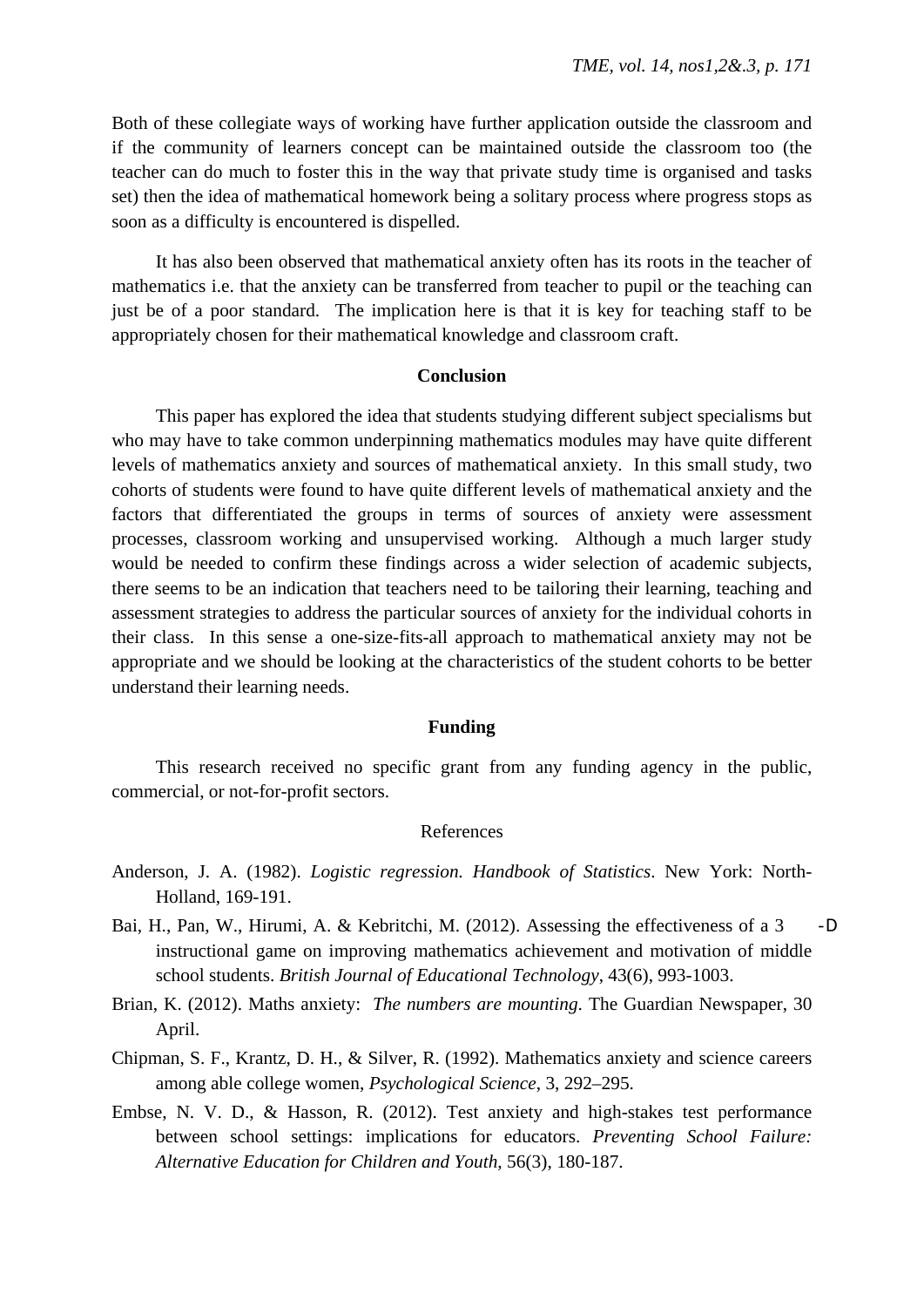Both of these collegiate ways of working have further application outside the classroom and if the community of learners concept can be maintained outside the classroom too (the teacher can do much to foster this in the way that private study time is organised and tasks set) then the idea of mathematical homework being a solitary process where progress stops as soon as a difficulty is encountered is dispelled.

It has also been observed that mathematical anxiety often has its roots in the teacher of mathematics i.e. that the anxiety can be transferred from teacher to pupil or the teaching can just be of a poor standard. The implication here is that it is key for teaching staff to be appropriately chosen for their mathematical knowledge and classroom craft.

## Conclusion

This paper has explored the idea that students studying different subject specialisms but who may have to take common underpinning mathematics modules may have quite different levels of mathematics anxiety and sources of mathematical anxiety. In this small study, two cohorts of students were found to have quite different levels of mathematical anxiety and the factors that differentiated the groups in terms of sources of anxiety were assessment processes, classroom working and unsupervised working. Although a much larger study would be needed to confirm these findings across a wider selection of academic subjects, there seems to be an indication that teachers need to be tailoring their learning, teaching and assessment strategies to address the particular sources of anxiety for the individual cohorts in their class. In this sense a one-size-fits-all approach to mathematical anxiety may not be appropriate and we should be looking at the characteristics of the student cohorts to be better understand their learning needs.

## Funding

This research received no specific grant from any funding agency in the public, commercial, or not-for-profit sectors.

## References

Anderson, J. A. (1982). *Logistic regression. Handbook of Statistics*. New York: North-Holland, 169-191.

Bai, H., Pan, W., Hirumi, A. & Kebritchi, M. (2012). Assessing the effectiveness of a 3-D instructional game on improving mathematics achievement and motivation of middle school students. *British Journal of Educational Technology*, 43(6), 993-1003.

Brian, K. (2012). Maths anxiety: *The numbers are mounting*. The Guardian Newspaper, 30 April.

Chipman, S. F., Krantz, D. H., & Silver, R. (1992). Mathematics anxiety and science careers among able college women, *Psychological Science*, 3, 292–295.

Embse, N. V. D., & Hasson, R. (2012). Test anxiety and high-stakes test performance between school settings: implications for educators. *Preventing School Failure: Alternative Education for Children and Youth*, 56(3), 180-187.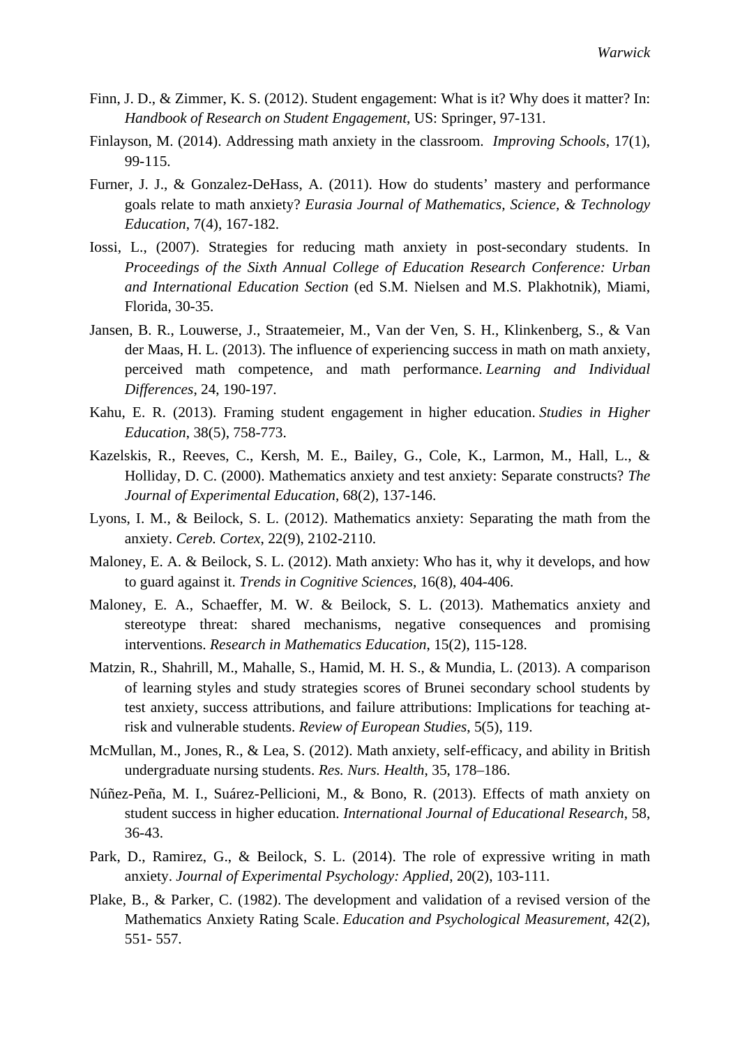Finn, J. D., & Zimmer, K. S. (2012). Student engagement: What is it? Why does it matter? In: *Handbook of Research on Student Engagement*, US: Springer, 97-131.

Finlayson, M. (2014). Addressing math anxiety in the classroom. *Improving Schools*, 17(1), 99-115.

Furner, J. J., & Gonzalez-DeHass, A. (2011). How do students' mastery and performance goals relate to math anxiety? *Eurasia Journal of Mathematics, Science, & Technology Education*, 7(4), 167-182.

Iossi, L., (2007). Strategies for reducing math anxiety in post-secondary students. In *Proceedings of the Sixth Annual College of Education Research Conference: Urban and International Education Section* (ed S.M. Nielsen and M.S. Plakhotnik), Miami, Florida, 30-35.

Jansen, B. R., Louwerse, J., Straatemeier, M., Van der Ven, S. H., Klinkenberg, S., & Van der Maas, H. L. (2013). The influence of experiencing success in math on math anxiety, perceived math competence, and math performance. *Learning and Individual Differences*, 24, 190-197.

Kahu, E. R. (2013). Framing student engagement in higher education. *Studies in Higher Education*, 38(5), 758-773.

Kazelskis, R., Reeves, C., Kersh, M. E., Bailey, G., Cole, K., Larmon, M., Hall, L., & Holliday, D. C. (2000). Mathematics anxiety and test anxiety: Separate constructs? *The Journal of Experimental Education*, 68(2), 137-146.

Lyons, I. M., & Beilock, S. L. (2012). Mathematics anxiety: Separating the math from the anxiety. *Cereb. Cortex*, 22(9), 2102-2110.

Maloney, E. A. & Beilock, S. L. (2012). Math anxiety: Who has it, why it develops, and how to guard against it. *Trends in Cognitive Sciences*, 16(8), 404-406.

Maloney, E. A., Schaeffer, M. W. & Beilock, S. L. (2013). Mathematics anxiety and stereotype threat: shared mechanisms, negative consequences and promising interventions. *Research in Mathematics Education*, 15(2), 115-128.

Matzin, R., Shahrill, M., Mahalle, S., Hamid, M. H. S., & Mundia, L. (2013). A comparison of learning styles and study strategies scores of Brunei secondary school students by test anxiety, success attributions, and failure attributions: Implications for teaching at-risk and vulnerable students. *Review of European Studies*, 5(5), 119.

McMullan, M., Jones, R., & Lea, S. (2012). Math anxiety, self-efficacy, and ability in British undergraduate nursing students. *Res. Nurs. Health*, 35, 178–186.

Núñez-Peña, M. I., Suárez-Pellicioni, M., & Bono, R. (2013). Effects of math anxiety on student success in higher education. *International Journal of Educational Research*, 58, 36-43.

Park, D., Ramirez, G., & Beilock, S. L. (2014). The role of expressive writing in math anxiety. *Journal of Experimental Psychology: Applied*, 20(2), 103-111.

Plake, B., & Parker, C. (1982). The development and validation of a revised version of the Mathematics Anxiety Rating Scale. *Education and Psychological Measurement*, 42(2), 551- 557.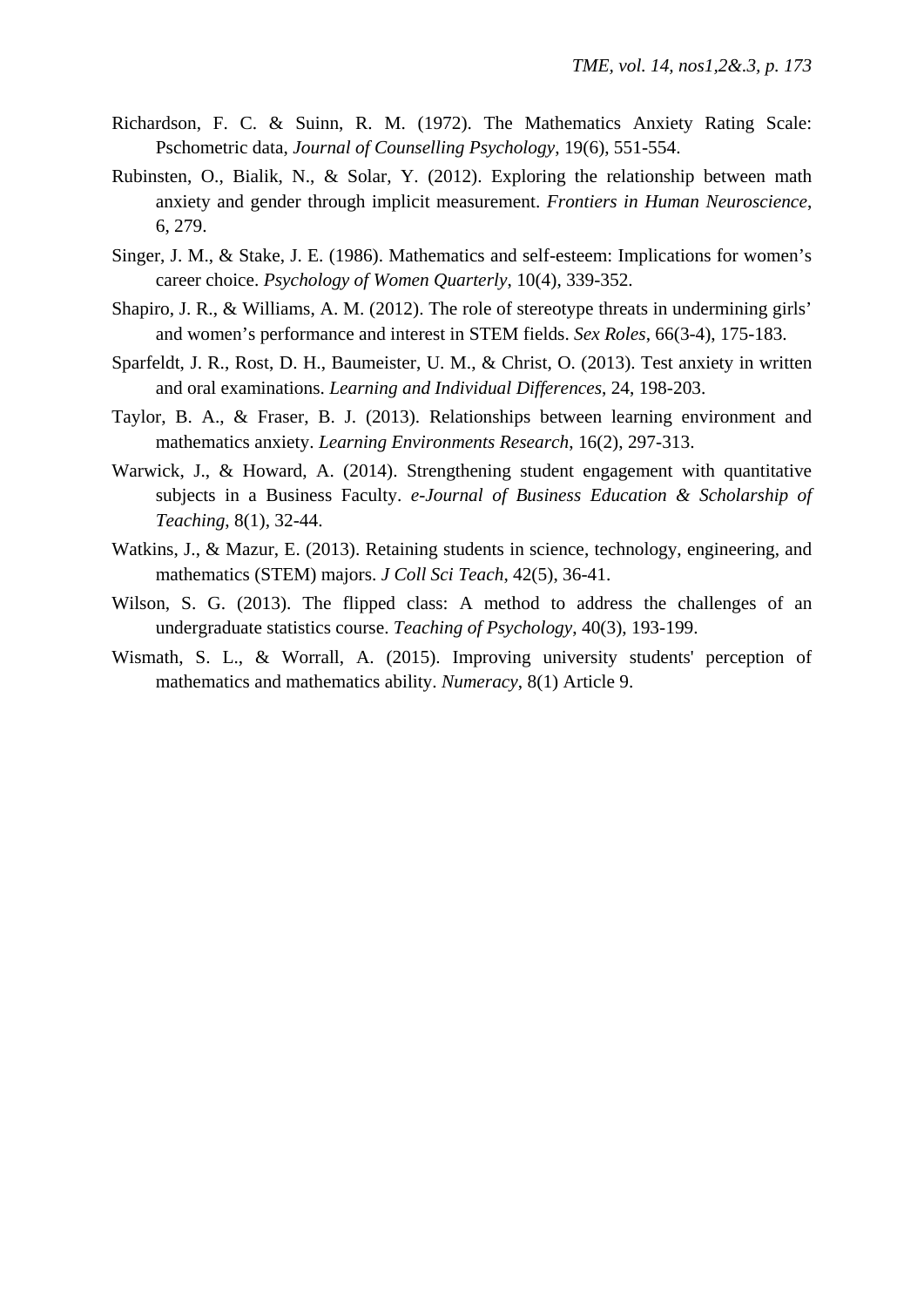Richardson, F. C. & Suinn, R. M. (1972). The Mathematics Anxiety Rating Scale: Pschometric data, *Journal of Counselling Psychology*, 19(6), 551-554.

Rubinsten, O., Bialik, N., & Solar, Y. (2012). Exploring the relationship between math anxiety and gender through implicit measurement. *Frontiers in Human Neuroscience*, 6, 279.

Singer, J. M., & Stake, J. E. (1986). Mathematics and self-esteem: Implications for women's career choice. *Psychology of Women Quarterly*, 10(4), 339-352.

Shapiro, J. R., & Williams, A. M. (2012). The role of stereotype threats in undermining girls' and women's performance and interest in STEM fields. *Sex Roles*, 66(3-4), 175-183.

Sparfeldt, J. R., Rost, D. H., Baumeister, U. M., & Christ, O. (2013). Test anxiety in written and oral examinations. *Learning and Individual Differences*, 24, 198-203.

Taylor, B. A., & Fraser, B. J. (2013). Relationships between learning environment and mathematics anxiety. *Learning Environments Research*, 16(2), 297-313.

Warwick, J., & Howard, A. (2014). Strengthening student engagement with quantitative subjects in a Business Faculty. *e-Journal of Business Education & Scholarship of Teaching*, 8(1), 32-44.

Watkins, J., & Mazur, E. (2013). Retaining students in science, technology, engineering, and mathematics (STEM) majors. *J Coll Sci Teach*, 42(5), 36-41.

Wilson, S. G. (2013). The flipped class: A method to address the challenges of an undergraduate statistics course. *Teaching of Psychology*, 40(3), 193-199.

Wismath, S. L., & Worrall, A. (2015). Improving university students' perception of mathematics and mathematics ability. *Numeracy*, 8(1) Article 9.